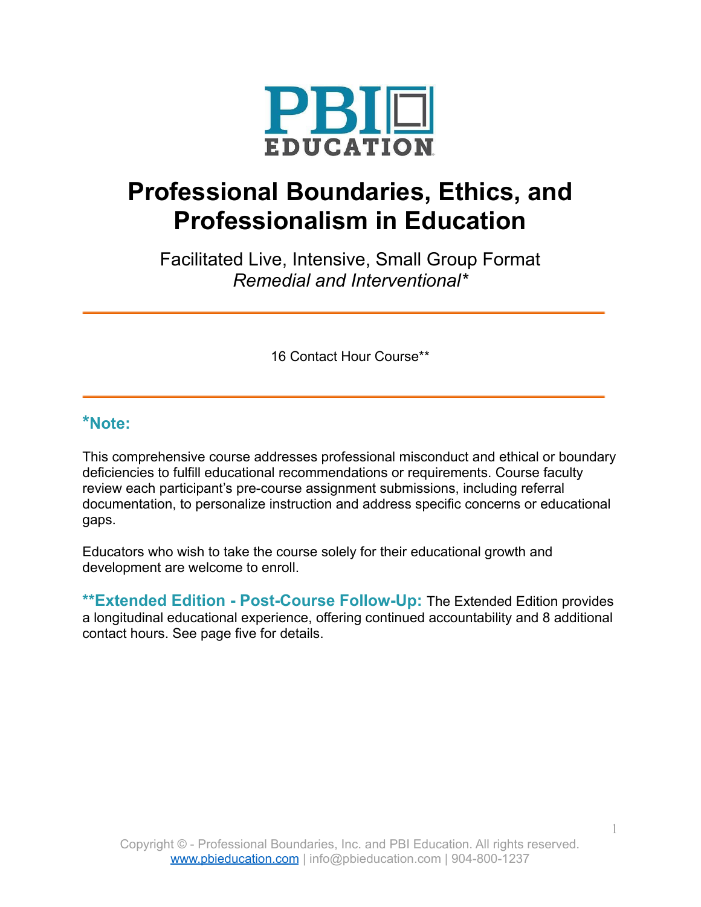PBI EDUCATION

# Professional Boundaries, Ethics, and Professionalism in Education

Facilitated Live, Intensive, Small Group Format
*Remedial and Interventional**

---

16 Contact Hour Course**

---

### *Note:

This comprehensive course addresses professional misconduct and ethical or boundary deficiencies to fulfill educational recommendations or requirements. Course faculty review each participant's pre-course assignment submissions, including referral documentation, to personalize instruction and address specific concerns or educational gaps.

Educators who wish to take the course solely for their educational growth and development are welcome to enroll.

**\*\*Extended Edition - Post-Course Follow-Up:** The Extended Edition provides a longitudinal educational experience, offering continued accountability and 8 additional contact hours. See page five for details.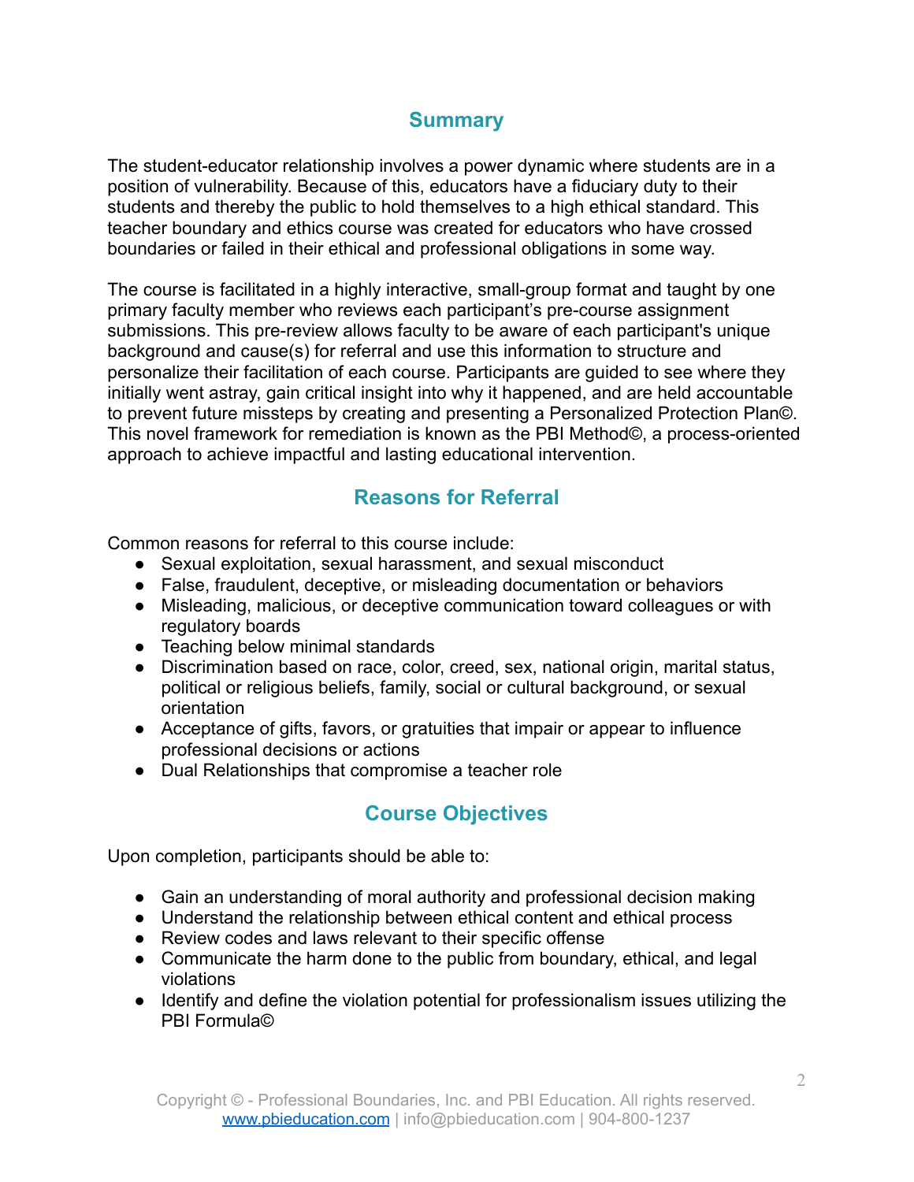## Summary

The student-educator relationship involves a power dynamic where students are in a position of vulnerability. Because of this, educators have a fiduciary duty to their students and thereby the public to hold themselves to a high ethical standard. This teacher boundary and ethics course was created for educators who have crossed boundaries or failed in their ethical and professional obligations in some way.

The course is facilitated in a highly interactive, small-group format and taught by one primary faculty member who reviews each participant's pre-course assignment submissions. This pre-review allows faculty to be aware of each participant's unique background and cause(s) for referral and use this information to structure and personalize their facilitation of each course. Participants are guided to see where they initially went astray, gain critical insight into why it happened, and are held accountable to prevent future missteps by creating and presenting a Personalized Protection Plan©. This novel framework for remediation is known as the PBI Method©, a process-oriented approach to achieve impactful and lasting educational intervention.

## Reasons for Referral

Common reasons for referral to this course include:

- Sexual exploitation, sexual harassment, and sexual misconduct
- False, fraudulent, deceptive, or misleading documentation or behaviors
- Misleading, malicious, or deceptive communication toward colleagues or with regulatory boards
- Teaching below minimal standards
- Discrimination based on race, color, creed, sex, national origin, marital status, political or religious beliefs, family, social or cultural background, or sexual orientation
- Acceptance of gifts, favors, or gratuities that impair or appear to influence professional decisions or actions
- Dual Relationships that compromise a teacher role

## Course Objectives

Upon completion, participants should be able to:

- Gain an understanding of moral authority and professional decision making
- Understand the relationship between ethical content and ethical process
- Review codes and laws relevant to their specific offense
- Communicate the harm done to the public from boundary, ethical, and legal violations
- Identify and define the violation potential for professionalism issues utilizing the PBI Formula©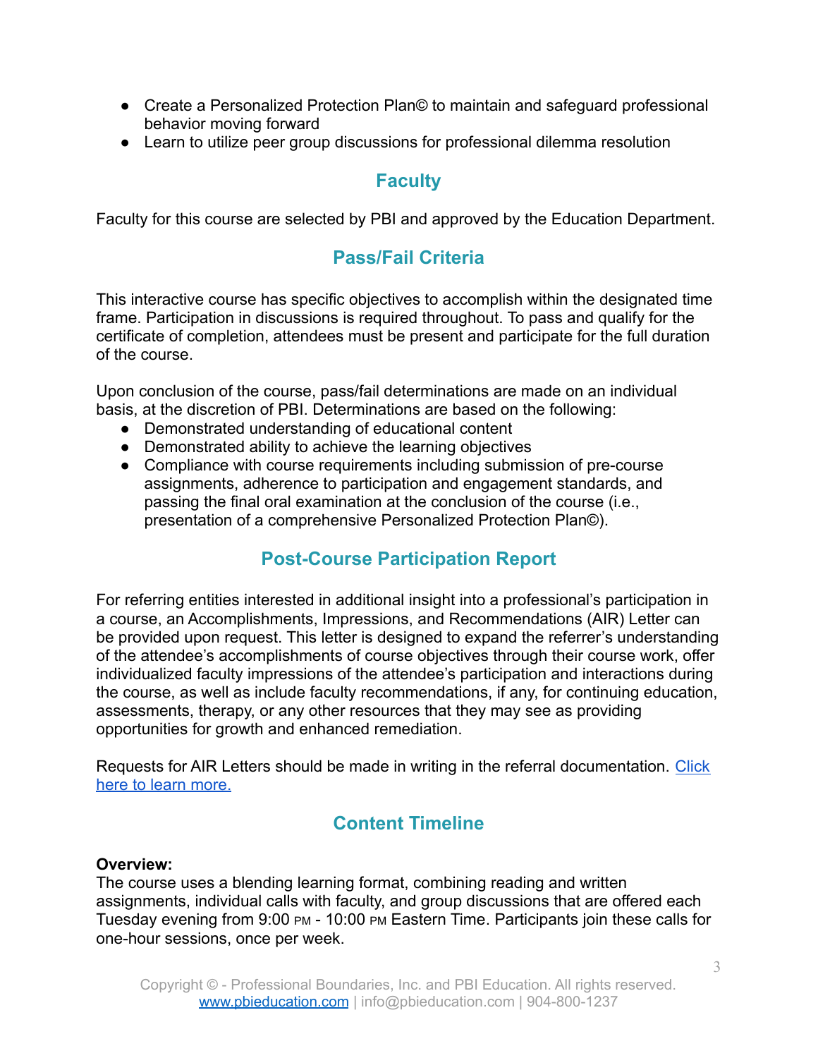- Create a Personalized Protection Plan© to maintain and safeguard professional behavior moving forward
- Learn to utilize peer group discussions for professional dilemma resolution

## Faculty

Faculty for this course are selected by PBI and approved by the Education Department.

## Pass/Fail Criteria

This interactive course has specific objectives to accomplish within the designated time frame. Participation in discussions is required throughout. To pass and qualify for the certificate of completion, attendees must be present and participate for the full duration of the course.

Upon conclusion of the course, pass/fail determinations are made on an individual basis, at the discretion of PBI. Determinations are based on the following:

- Demonstrated understanding of educational content
- Demonstrated ability to achieve the learning objectives
- Compliance with course requirements including submission of pre-course assignments, adherence to participation and engagement standards, and passing the final oral examination at the conclusion of the course (i.e., presentation of a comprehensive Personalized Protection Plan©).

## Post-Course Participation Report

For referring entities interested in additional insight into a professional's participation in a course, an Accomplishments, Impressions, and Recommendations (AIR) Letter can be provided upon request. This letter is designed to expand the referrer's understanding of the attendee's accomplishments of course objectives through their course work, offer individualized faculty impressions of the attendee's participation and interactions during the course, as well as include faculty recommendations, if any, for continuing education, assessments, therapy, or any other resources that they may see as providing opportunities for growth and enhanced remediation.

Requests for AIR Letters should be made in writing in the referral documentation. [Click here to learn more.]

## Content Timeline

**Overview:**
The course uses a blending learning format, combining reading and written assignments, individual calls with faculty, and group discussions that are offered each Tuesday evening from 9:00 PM - 10:00 PM Eastern Time. Participants join these calls for one-hour sessions, once per week.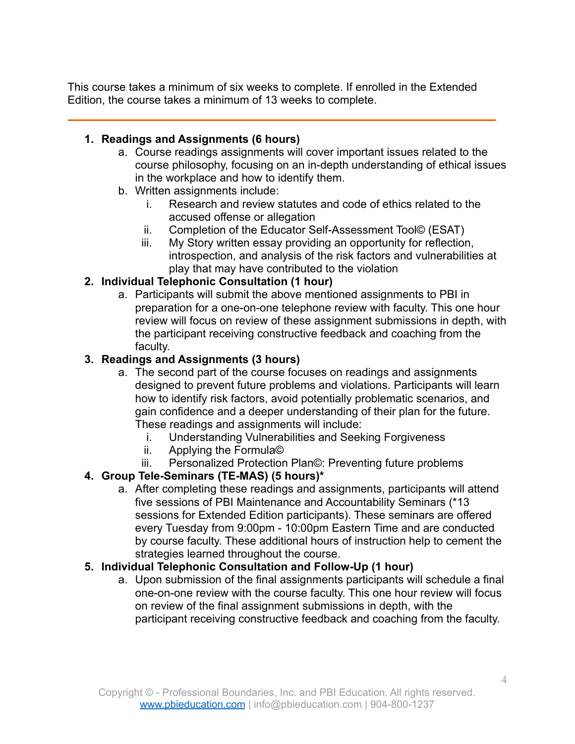This course takes a minimum of six weeks to complete. If enrolled in the Extended Edition, the course takes a minimum of 13 weeks to complete.

---

1. **Readings and Assignments (6 hours)**
    a. Course readings assignments will cover important issues related to the course philosophy, focusing on an in-depth understanding of ethical issues in the workplace and how to identify them.
    b. Written assignments include:
        i. Research and review statutes and code of ethics related to the accused offense or allegation
        ii. Completion of the Educator Self-Assessment Tool© (ESAT)
        iii. My Story written essay providing an opportunity for reflection, introspection, and analysis of the risk factors and vulnerabilities at play that may have contributed to the violation
2. **Individual Telephonic Consultation (1 hour)**
    a. Participants will submit the above mentioned assignments to PBI in preparation for a one-on-one telephone review with faculty. This one hour review will focus on review of these assignment submissions in depth, with the participant receiving constructive feedback and coaching from the faculty.
3. **Readings and Assignments (3 hours)**
    a. The second part of the course focuses on readings and assignments designed to prevent future problems and violations. Participants will learn how to identify risk factors, avoid potentially problematic scenarios, and gain confidence and a deeper understanding of their plan for the future. These readings and assignments will include:
        i. Understanding Vulnerabilities and Seeking Forgiveness
        ii. Applying the Formula©
        iii. Personalized Protection Plan©: Preventing future problems
4. **Group Tele-Seminars (TE-MAS) (5 hours)***
    a. After completing these readings and assignments, participants will attend five sessions of PBI Maintenance and Accountability Seminars (*13 sessions for Extended Edition participants). These seminars are offered every Tuesday from 9:00pm - 10:00pm Eastern Time and are conducted by course faculty. These additional hours of instruction help to cement the strategies learned throughout the course.
5. **Individual Telephonic Consultation and Follow-Up (1 hour)**
    a. Upon submission of the final assignments participants will schedule a final one-on-one review with the course faculty. This one hour review will focus on review of the final assignment submissions in depth, with the participant receiving constructive feedback and coaching from the faculty.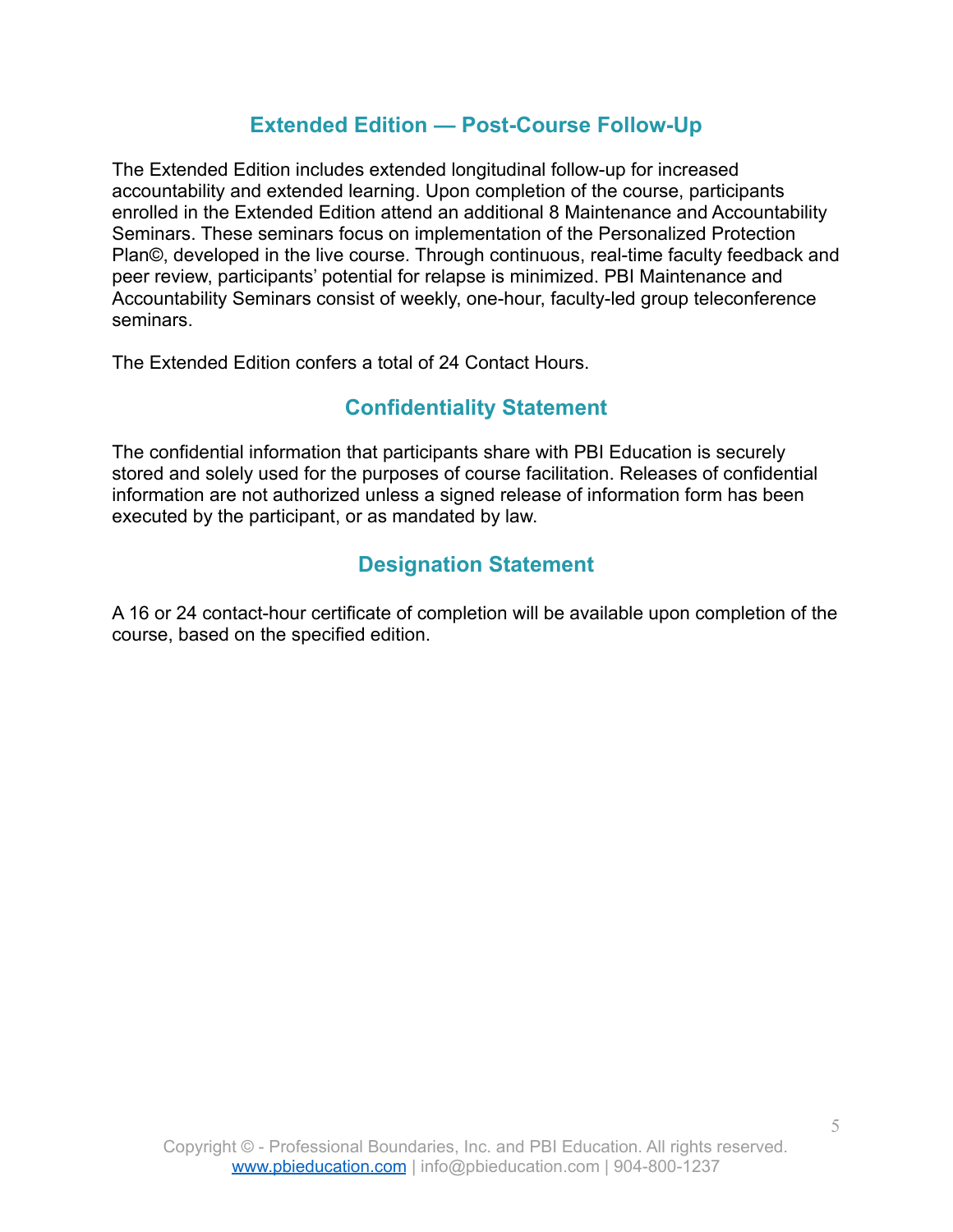## Extended Edition — Post-Course Follow-Up

The Extended Edition includes extended longitudinal follow-up for increased accountability and extended learning. Upon completion of the course, participants enrolled in the Extended Edition attend an additional 8 Maintenance and Accountability Seminars. These seminars focus on implementation of the Personalized Protection Plan©, developed in the live course. Through continuous, real-time faculty feedback and peer review, participants' potential for relapse is minimized. PBI Maintenance and Accountability Seminars consist of weekly, one-hour, faculty-led group teleconference seminars.

The Extended Edition confers a total of 24 Contact Hours.

## Confidentiality Statement

The confidential information that participants share with PBI Education is securely stored and solely used for the purposes of course facilitation. Releases of confidential information are not authorized unless a signed release of information form has been executed by the participant, or as mandated by law.

## Designation Statement

A 16 or 24 contact-hour certificate of completion will be available upon completion of the course, based on the specified edition.